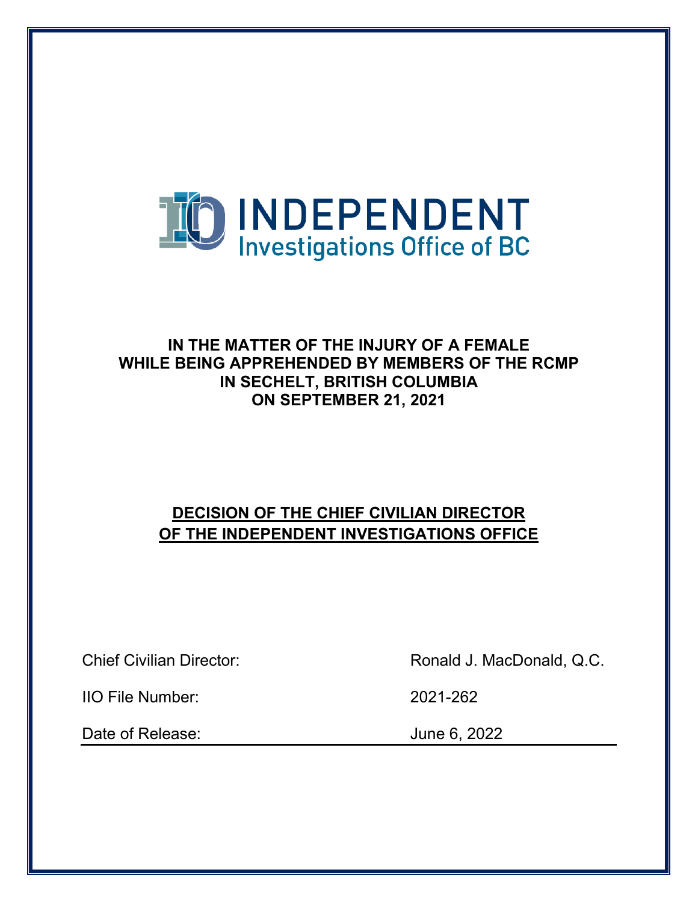INDEPENDENT
Investigations Office of BC

**IN THE MATTER OF THE INJURY OF A FEMALE
WHILE BEING APPREHENDED BY MEMBERS OF THE RCMP
IN SECHELT, BRITISH COLUMBIA
ON SEPTEMBER 21, 2021**

# DECISION OF THE CHIEF CIVILIAN DIRECTOR OF THE INDEPENDENT INVESTIGATIONS OFFICE

| | |
|---|---|
| Chief Civilian Director: | Ronald J. MacDonald, Q.C. |
| IIO File Number: | 2021-262 |
| Date of Release: | June 6, 2022 |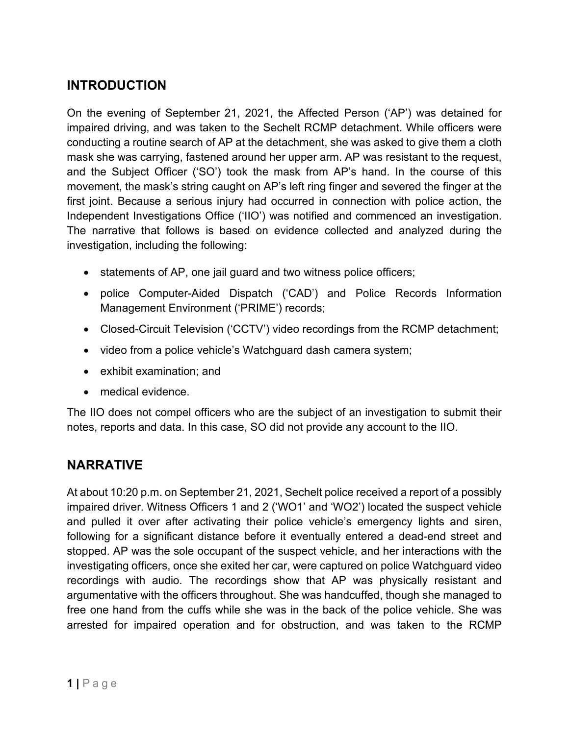## INTRODUCTION

On the evening of September 21, 2021, the Affected Person ('AP') was detained for impaired driving, and was taken to the Sechelt RCMP detachment. While officers were conducting a routine search of AP at the detachment, she was asked to give them a cloth mask she was carrying, fastened around her upper arm. AP was resistant to the request, and the Subject Officer ('SO') took the mask from AP's hand. In the course of this movement, the mask's string caught on AP's left ring finger and severed the finger at the first joint. Because a serious injury had occurred in connection with police action, the Independent Investigations Office ('IIO') was notified and commenced an investigation. The narrative that follows is based on evidence collected and analyzed during the investigation, including the following:

- statements of AP, one jail guard and two witness police officers;
- police Computer-Aided Dispatch ('CAD') and Police Records Information Management Environment ('PRIME') records;
- Closed-Circuit Television ('CCTV') video recordings from the RCMP detachment;
- video from a police vehicle's Watchguard dash camera system;
- exhibit examination; and
- medical evidence.

The IIO does not compel officers who are the subject of an investigation to submit their notes, reports and data. In this case, SO did not provide any account to the IIO.

## NARRATIVE

At about 10:20 p.m. on September 21, 2021, Sechelt police received a report of a possibly impaired driver. Witness Officers 1 and 2 ('WO1' and 'WO2') located the suspect vehicle and pulled it over after activating their police vehicle's emergency lights and siren, following for a significant distance before it eventually entered a dead-end street and stopped. AP was the sole occupant of the suspect vehicle, and her interactions with the investigating officers, once she exited her car, were captured on police Watchguard video recordings with audio. The recordings show that AP was physically resistant and argumentative with the officers throughout. She was handcuffed, though she managed to free one hand from the cuffs while she was in the back of the police vehicle. She was arrested for impaired operation and for obstruction, and was taken to the RCMP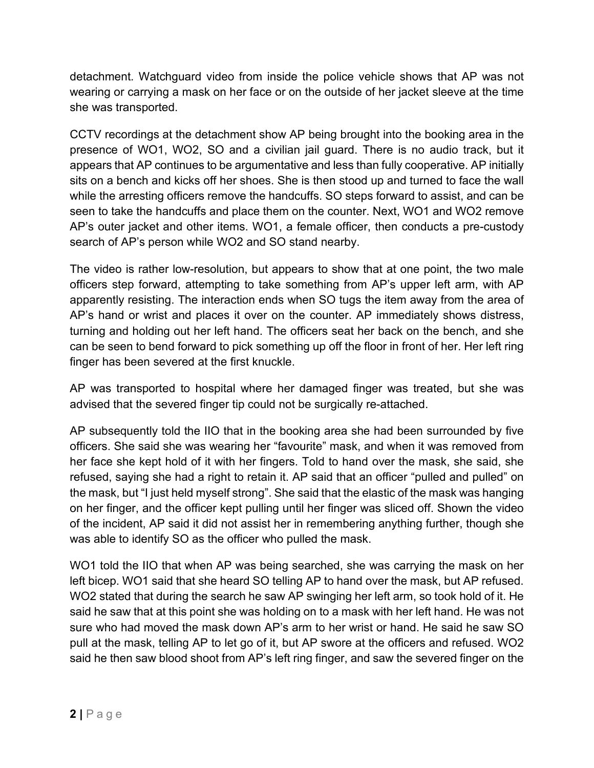detachment. Watchguard video from inside the police vehicle shows that AP was not wearing or carrying a mask on her face or on the outside of her jacket sleeve at the time she was transported.

CCTV recordings at the detachment show AP being brought into the booking area in the presence of WO1, WO2, SO and a civilian jail guard. There is no audio track, but it appears that AP continues to be argumentative and less than fully cooperative. AP initially sits on a bench and kicks off her shoes. She is then stood up and turned to face the wall while the arresting officers remove the handcuffs. SO steps forward to assist, and can be seen to take the handcuffs and place them on the counter. Next, WO1 and WO2 remove AP's outer jacket and other items. WO1, a female officer, then conducts a pre-custody search of AP's person while WO2 and SO stand nearby.

The video is rather low-resolution, but appears to show that at one point, the two male officers step forward, attempting to take something from AP's upper left arm, with AP apparently resisting. The interaction ends when SO tugs the item away from the area of AP's hand or wrist and places it over on the counter. AP immediately shows distress, turning and holding out her left hand. The officers seat her back on the bench, and she can be seen to bend forward to pick something up off the floor in front of her. Her left ring finger has been severed at the first knuckle.

AP was transported to hospital where her damaged finger was treated, but she was advised that the severed finger tip could not be surgically re-attached.

AP subsequently told the IIO that in the booking area she had been surrounded by five officers. She said she was wearing her "favourite" mask, and when it was removed from her face she kept hold of it with her fingers. Told to hand over the mask, she said, she refused, saying she had a right to retain it. AP said that an officer "pulled and pulled" on the mask, but "I just held myself strong". She said that the elastic of the mask was hanging on her finger, and the officer kept pulling until her finger was sliced off. Shown the video of the incident, AP said it did not assist her in remembering anything further, though she was able to identify SO as the officer who pulled the mask.

WO1 told the IIO that when AP was being searched, she was carrying the mask on her left bicep. WO1 said that she heard SO telling AP to hand over the mask, but AP refused. WO2 stated that during the search he saw AP swinging her left arm, so took hold of it. He said he saw that at this point she was holding on to a mask with her left hand. He was not sure who had moved the mask down AP's arm to her wrist or hand. He said he saw SO pull at the mask, telling AP to let go of it, but AP swore at the officers and refused. WO2 said he then saw blood shoot from AP's left ring finger, and saw the severed finger on the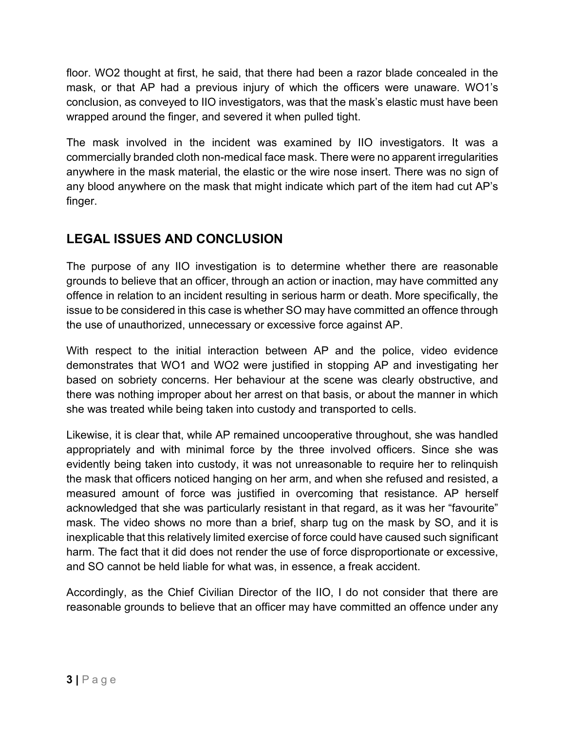floor. WO2 thought at first, he said, that there had been a razor blade concealed in the mask, or that AP had a previous injury of which the officers were unaware. WO1's conclusion, as conveyed to IIO investigators, was that the mask's elastic must have been wrapped around the finger, and severed it when pulled tight.

The mask involved in the incident was examined by IIO investigators. It was a commercially branded cloth non-medical face mask. There were no apparent irregularities anywhere in the mask material, the elastic or the wire nose insert. There was no sign of any blood anywhere on the mask that might indicate which part of the item had cut AP's finger.

## LEGAL ISSUES AND CONCLUSION

The purpose of any IIO investigation is to determine whether there are reasonable grounds to believe that an officer, through an action or inaction, may have committed any offence in relation to an incident resulting in serious harm or death. More specifically, the issue to be considered in this case is whether SO may have committed an offence through the use of unauthorized, unnecessary or excessive force against AP.

With respect to the initial interaction between AP and the police, video evidence demonstrates that WO1 and WO2 were justified in stopping AP and investigating her based on sobriety concerns. Her behaviour at the scene was clearly obstructive, and there was nothing improper about her arrest on that basis, or about the manner in which she was treated while being taken into custody and transported to cells.

Likewise, it is clear that, while AP remained uncooperative throughout, she was handled appropriately and with minimal force by the three involved officers. Since she was evidently being taken into custody, it was not unreasonable to require her to relinquish the mask that officers noticed hanging on her arm, and when she refused and resisted, a measured amount of force was justified in overcoming that resistance. AP herself acknowledged that she was particularly resistant in that regard, as it was her "favourite" mask. The video shows no more than a brief, sharp tug on the mask by SO, and it is inexplicable that this relatively limited exercise of force could have caused such significant harm. The fact that it did does not render the use of force disproportionate or excessive, and SO cannot be held liable for what was, in essence, a freak accident.

Accordingly, as the Chief Civilian Director of the IIO, I do not consider that there are reasonable grounds to believe that an officer may have committed an offence under any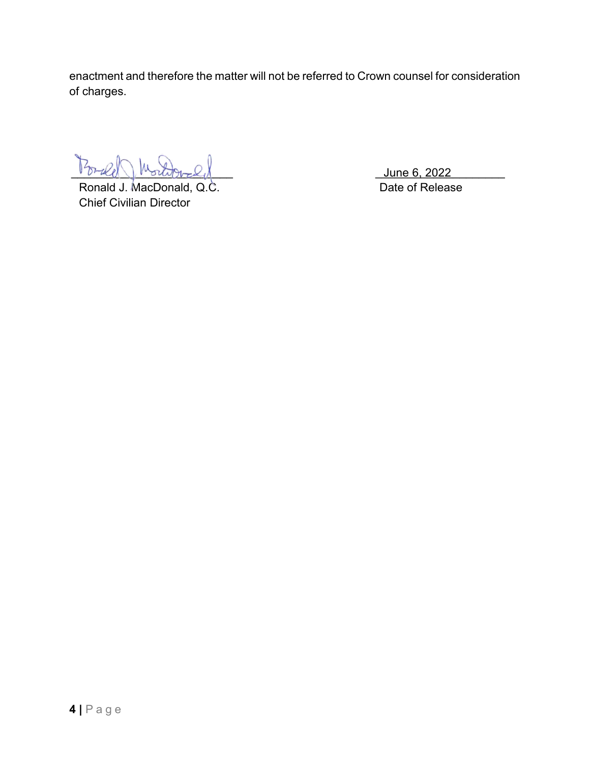enactment and therefore the matter will not be referred to Crown counsel for consideration of charges.

Ronald J. MacDonald, Q.C.
Chief Civilian Director

June 6, 2022
Date of Release